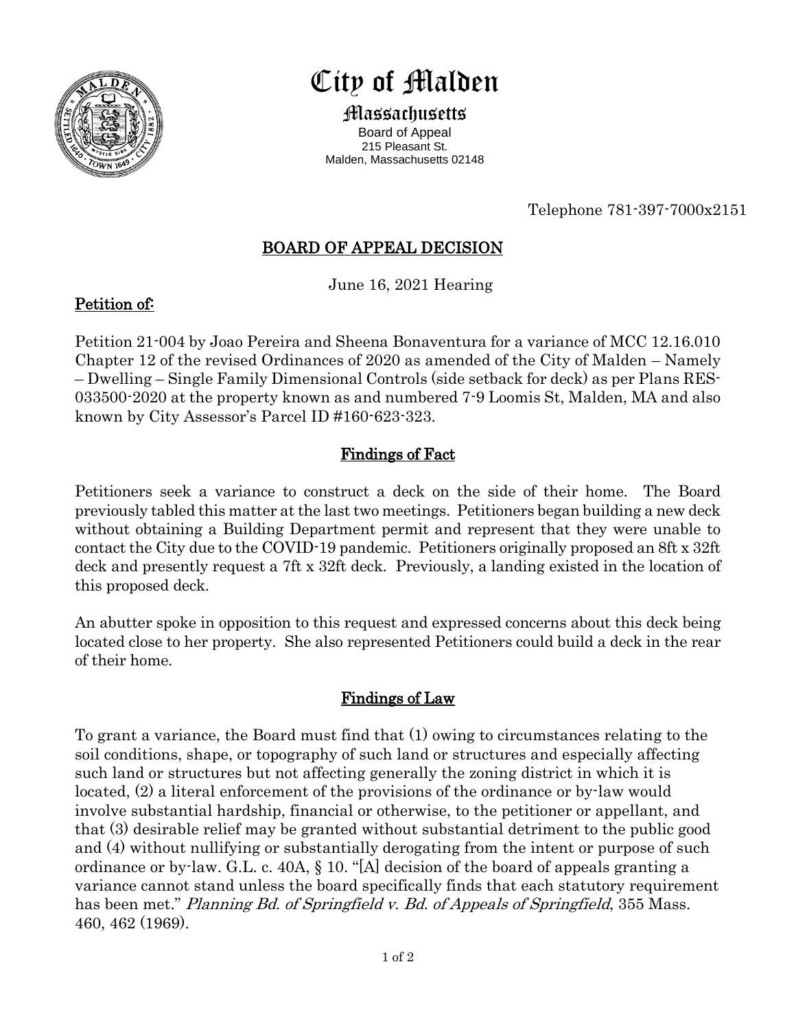# City of Malden

## Massachusetts

Board of Appeal
215 Pleasant St.
Malden, Massachusetts 02148

Telephone 781-397-7000x2151

## BOARD OF APPEAL DECISION

June 16, 2021 Hearing

### Petition of:

Petition 21-004 by Joao Pereira and Sheena Bonaventura for a variance of MCC 12.16.010 Chapter 12 of the revised Ordinances of 2020 as amended of the City of Malden – Namely – Dwelling – Single Family Dimensional Controls (side setback for deck) as per Plans RES-033500-2020 at the property known as and numbered 7-9 Loomis St, Malden, MA and also known by City Assessor's Parcel ID #160-623-323.

### Findings of Fact

Petitioners seek a variance to construct a deck on the side of their home. The Board previously tabled this matter at the last two meetings. Petitioners began building a new deck without obtaining a Building Department permit and represent that they were unable to contact the City due to the COVID-19 pandemic. Petitioners originally proposed an 8ft x 32ft deck and presently request a 7ft x 32ft deck. Previously, a landing existed in the location of this proposed deck.

An abutter spoke in opposition to this request and expressed concerns about this deck being located close to her property. She also represented Petitioners could build a deck in the rear of their home.

### Findings of Law

To grant a variance, the Board must find that (1) owing to circumstances relating to the soil conditions, shape, or topography of such land or structures and especially affecting such land or structures but not affecting generally the zoning district in which it is located, (2) a literal enforcement of the provisions of the ordinance or by-law would involve substantial hardship, financial or otherwise, to the petitioner or appellant, and that (3) desirable relief may be granted without substantial detriment to the public good and (4) without nullifying or substantially derogating from the intent or purpose of such ordinance or by-law. G.L. c. 40A, § 10. "[A] decision of the board of appeals granting a variance cannot stand unless the board specifically finds that each statutory requirement has been met." *Planning Bd. of Springfield v. Bd. of Appeals of Springfield*, 355 Mass. 460, 462 (1969).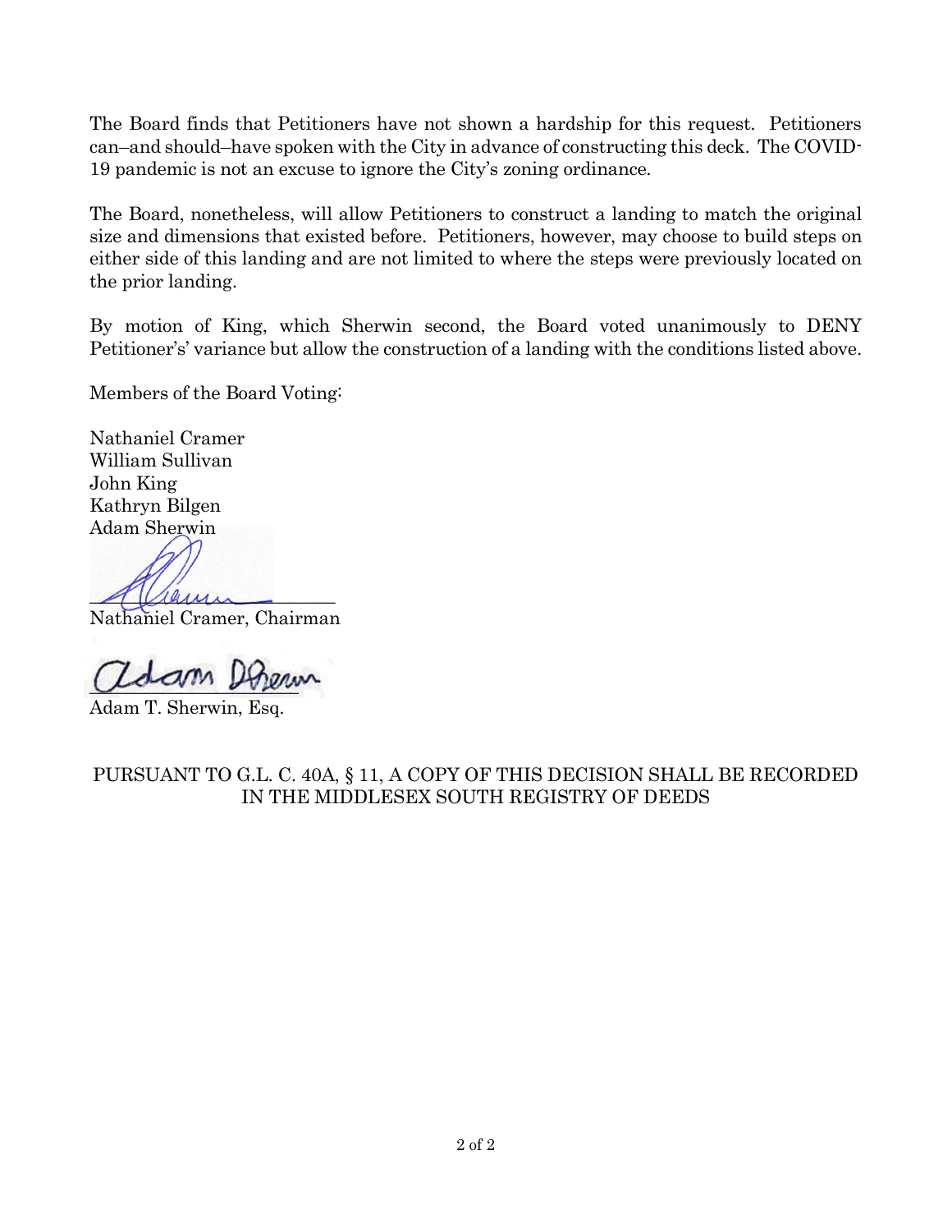The Board finds that Petitioners have not shown a hardship for this request. Petitioners can–and should–have spoken with the City in advance of constructing this deck. The COVID-19 pandemic is not an excuse to ignore the City's zoning ordinance.

The Board, nonetheless, will allow Petitioners to construct a landing to match the original size and dimensions that existed before. Petitioners, however, may choose to build steps on either side of this landing and are not limited to where the steps were previously located on the prior landing.

By motion of King, which Sherwin second, the Board voted unanimously to DENY Petitioner's' variance but allow the construction of a landing with the conditions listed above.

Members of the Board Voting:

Nathaniel Cramer  
William Sullivan  
John King  
Kathryn Bilgen  
Adam Sherwin

_______________________  
Nathaniel Cramer, Chairman

_______________________  
Adam T. Sherwin, Esq.

PURSUANT TO G.L. C. 40A, § 11, A COPY OF THIS DECISION SHALL BE RECORDED IN THE MIDDLESEX SOUTH REGISTRY OF DEEDS